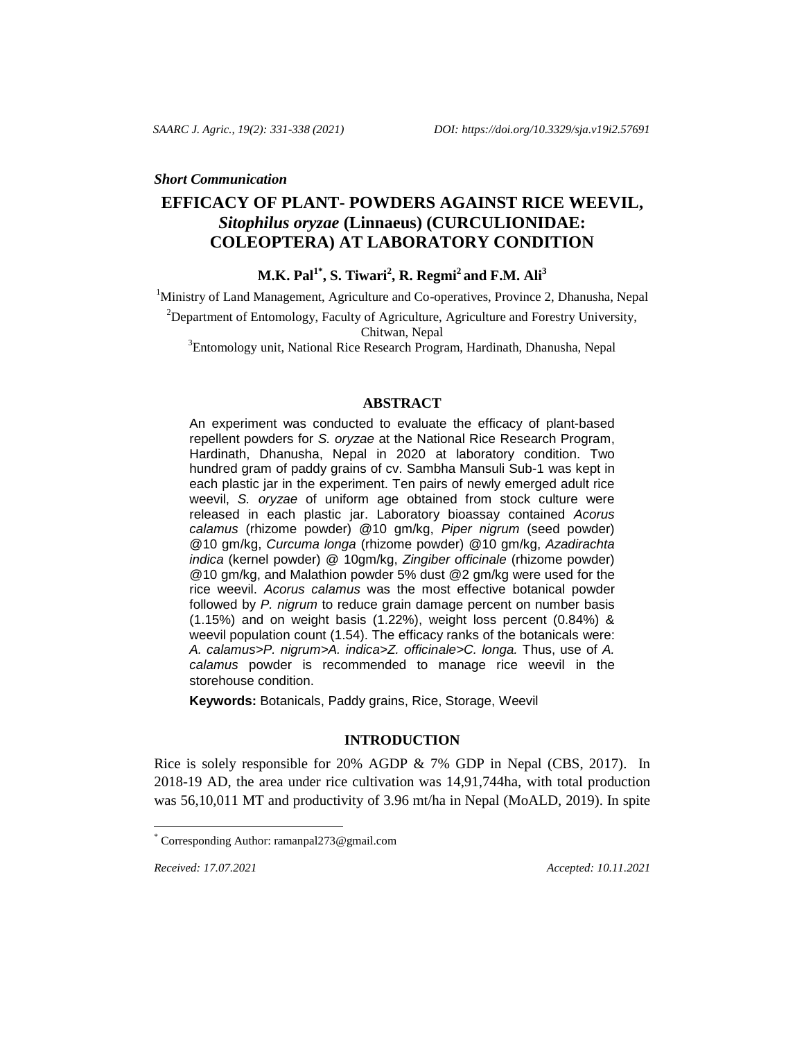*Short Communication*

# EFFICACY OF PLANT- POWDERS AGAINST RICE WEEVIL, *Sitophilus oryzae* (Linnaeus) (CURCULIONIDAE: COLEOPTERA) AT LABORATORY CONDITION

**M.K. Pal[1*], S. Tiwari[2], R. Regmi[2] and F.M. Ali[3]**

[1]Ministry of Land Management, Agriculture and Co-operatives, Province 2, Dhanusha, Nepal

[2]Department of Entomology, Faculty of Agriculture, Agriculture and Forestry University, Chitwan, Nepal

[3]Entomology unit, National Rice Research Program, Hardinath, Dhanusha, Nepal

## ABSTRACT

An experiment was conducted to evaluate the efficacy of plant-based repellent powders for *S. oryzae* at the National Rice Research Program, Hardinath, Dhanusha, Nepal in 2020 at laboratory condition. Two hundred gram of paddy grains of cv. Sambha Mansuli Sub-1 was kept in each plastic jar in the experiment. Ten pairs of newly emerged adult rice weevil, *S. oryzae* of uniform age obtained from stock culture were released in each plastic jar. Laboratory bioassay contained *Acorus calamus* (rhizome powder) @10 gm/kg, *Piper nigrum* (seed powder) @10 gm/kg, *Curcuma longa* (rhizome powder) @10 gm/kg, *Azadirachta indica* (kernel powder) @ 10gm/kg, *Zingiber officinale* (rhizome powder) @10 gm/kg, and Malathion powder 5% dust @2 gm/kg were used for the rice weevil. *Acorus calamus* was the most effective botanical powder followed by *P. nigrum* to reduce grain damage percent on number basis (1.15%) and on weight basis (1.22%), weight loss percent (0.84%) & weevil population count (1.54). The efficacy ranks of the botanicals were: *A. calamus>P. nigrum>A. indica>Z. officinale>C. longa.* Thus, use of *A. calamus* powder is recommended to manage rice weevil in the storehouse condition.

**Keywords:** Botanicals, Paddy grains, Rice, Storage, Weevil

## INTRODUCTION

Rice is solely responsible for 20% AGDP & 7% GDP in Nepal (CBS, 2017). In 2018-19 AD, the area under rice cultivation was 14,91,744ha, with total production was 56,10,011 MT and productivity of 3.96 mt/ha in Nepal (MoALD, 2019). In spite

[*] Corresponding Author: ramanpal273@gmail.com

*Received: 17.07.2021* *Accepted: 10.11.2021*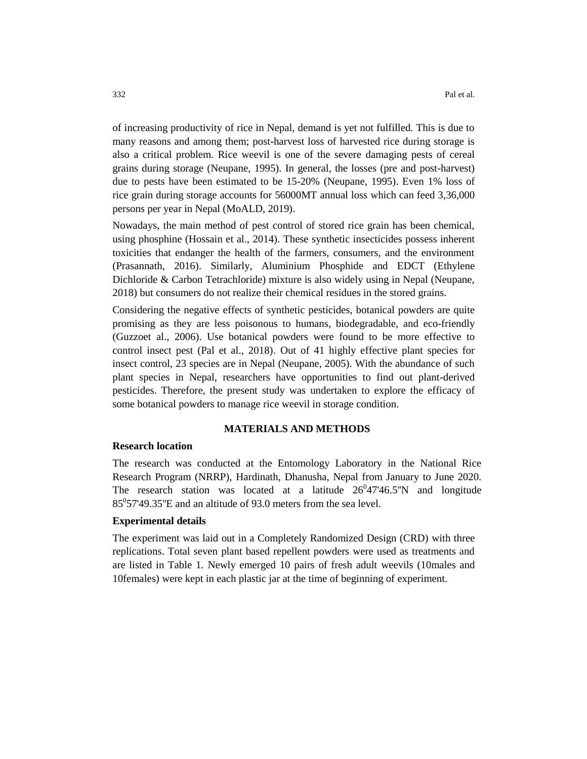of increasing productivity of rice in Nepal, demand is yet not fulfilled. This is due to many reasons and among them; post-harvest loss of harvested rice during storage is also a critical problem. Rice weevil is one of the severe damaging pests of cereal grains during storage (Neupane, 1995). In general, the losses (pre and post-harvest) due to pests have been estimated to be 15-20% (Neupane, 1995). Even 1% loss of rice grain during storage accounts for 56000MT annual loss which can feed 3,36,000 persons per year in Nepal (MoALD, 2019).

Nowadays, the main method of pest control of stored rice grain has been chemical, using phosphine (Hossain et al., 2014). These synthetic insecticides possess inherent toxicities that endanger the health of the farmers, consumers, and the environment (Prasannath, 2016). Similarly, Aluminium Phosphide and EDCT (Ethylene Dichloride & Carbon Tetrachloride) mixture is also widely using in Nepal (Neupane, 2018) but consumers do not realize their chemical residues in the stored grains.

Considering the negative effects of synthetic pesticides, botanical powders are quite promising as they are less poisonous to humans, biodegradable, and eco-friendly (Guzzoet al., 2006). Use botanical powders were found to be more effective to control insect pest (Pal et al., 2018). Out of 41 highly effective plant species for insect control, 23 species are in Nepal (Neupane, 2005). With the abundance of such plant species in Nepal, researchers have opportunities to find out plant-derived pesticides. Therefore, the present study was undertaken to explore the efficacy of some botanical powders to manage rice weevil in storage condition.

## MATERIALS AND METHODS

### Research location

The research was conducted at the Entomology Laboratory in the National Rice Research Program (NRRP), Hardinath, Dhanusha, Nepal from January to June 2020. The research station was located at a latitude $26^0$47'46.5"N and longitude $85^0$57'49.35"E and an altitude of 93.0 meters from the sea level.

### Experimental details

The experiment was laid out in a Completely Randomized Design (CRD) with three replications. Total seven plant based repellent powders were used as treatments and are listed in Table 1. Newly emerged 10 pairs of fresh adult weevils (10males and 10females) were kept in each plastic jar at the time of beginning of experiment.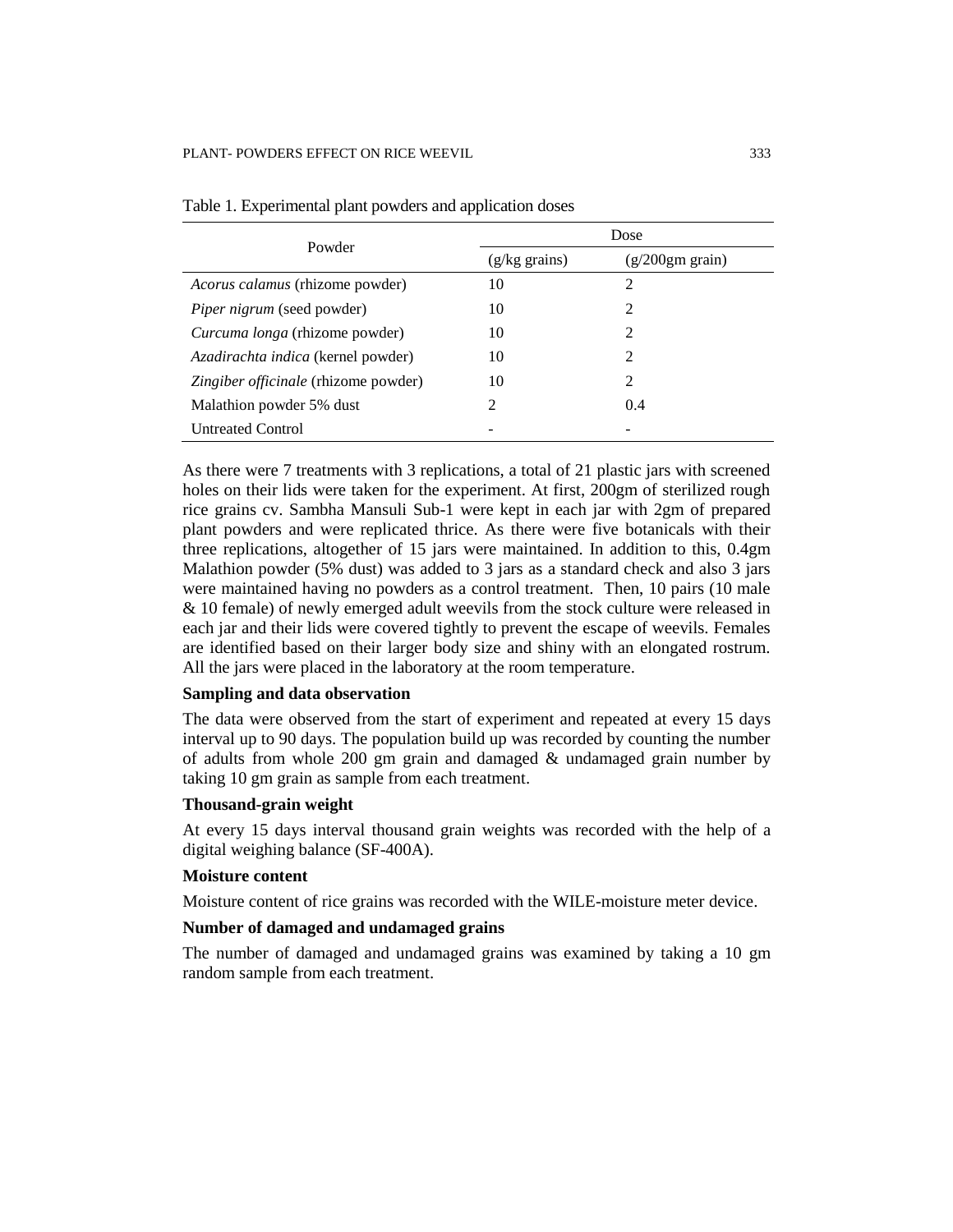Table 1. Experimental plant powders and application doses

| Powder | Dose | |
|---|---|---|
| | (g/kg grains) | (g/200gm grain) |
| *Acorus calamus* (rhizome powder) | 10 | 2 |
| *Piper nigrum* (seed powder) | 10 | 2 |
| *Curcuma longa* (rhizome powder) | 10 | 2 |
| *Azadirachta indica* (kernel powder) | 10 | 2 |
| *Zingiber officinale* (rhizome powder) | 10 | 2 |
| Malathion powder 5% dust | 2 | 0.4 |
| Untreated Control | - | - |

As there were 7 treatments with 3 replications, a total of 21 plastic jars with screened holes on their lids were taken for the experiment. At first, 200gm of sterilized rough rice grains cv. Sambha Mansuli Sub-1 were kept in each jar with 2gm of prepared plant powders and were replicated thrice. As there were five botanicals with their three replications, altogether of 15 jars were maintained. In addition to this, 0.4gm Malathion powder (5% dust) was added to 3 jars as a standard check and also 3 jars were maintained having no powders as a control treatment. Then, 10 pairs (10 male & 10 female) of newly emerged adult weevils from the stock culture were released in each jar and their lids were covered tightly to prevent the escape of weevils. Females are identified based on their larger body size and shiny with an elongated rostrum. All the jars were placed in the laboratory at the room temperature.

### Sampling and data observation

The data were observed from the start of experiment and repeated at every 15 days interval up to 90 days. The population build up was recorded by counting the number of adults from whole 200 gm grain and damaged & undamaged grain number by taking 10 gm grain as sample from each treatment.

### Thousand-grain weight

At every 15 days interval thousand grain weights was recorded with the help of a digital weighing balance (SF-400A).

### Moisture content

Moisture content of rice grains was recorded with the WILE-moisture meter device.

### Number of damaged and undamaged grains

The number of damaged and undamaged grains was examined by taking a 10 gm random sample from each treatment.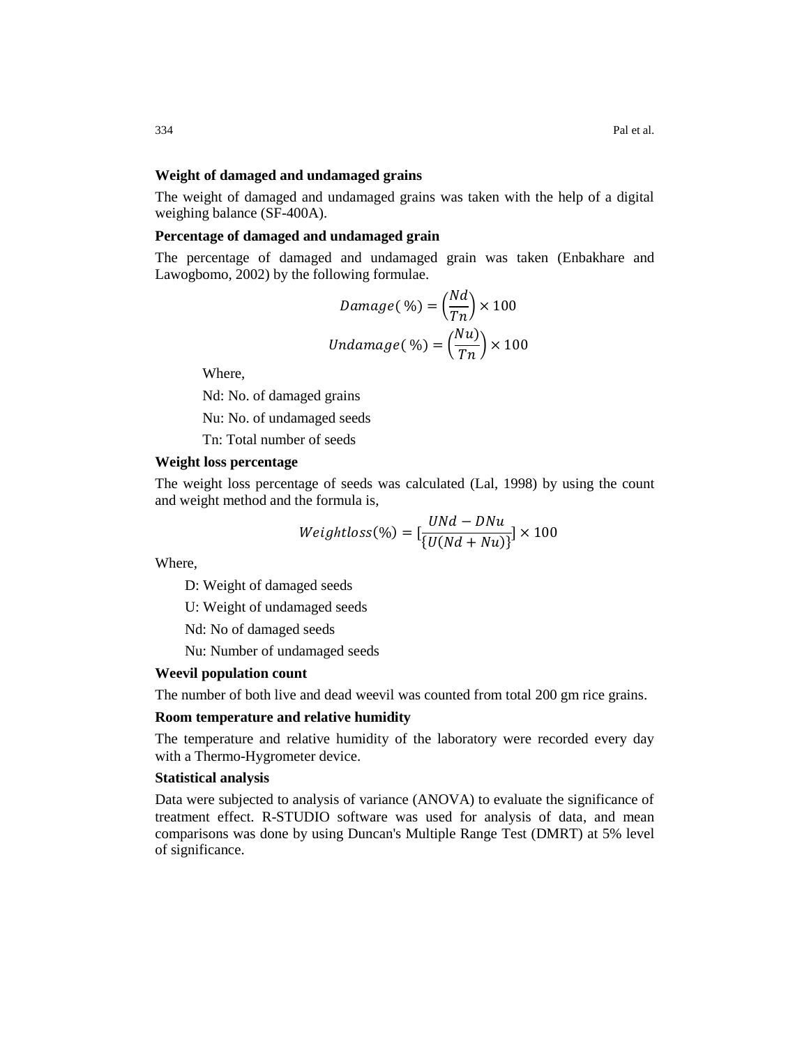### Weight of damaged and undamaged grains

The weight of damaged and undamaged grains was taken with the help of a digital weighing balance (SF-400A).

### Percentage of damaged and undamaged grain

The percentage of damaged and undamaged grain was taken (Enbakhare and Lawogbomo, 2002) by the following formulae.

$$Damage(\,\%) = \left(\frac{Nd}{Tn}\right) \times 100$$

$$Undamage(\,\%) = \left(\frac{Nu)}{Tn}\right) \times 100$$

Where,

Nd: No. of damaged grains

Nu: No. of undamaged seeds

Tn: Total number of seeds

### Weight loss percentage

The weight loss percentage of seeds was calculated (Lal, 1998) by using the count and weight method and the formula is,

$$Weightloss(\%) = [\frac{UNd - DNu}{\{U(Nd + Nu)\}}] \times 100$$

Where,

D: Weight of damaged seeds

U: Weight of undamaged seeds

Nd: No of damaged seeds

Nu: Number of undamaged seeds

### Weevil population count

The number of both live and dead weevil was counted from total 200 gm rice grains.

### Room temperature and relative humidity

The temperature and relative humidity of the laboratory were recorded every day with a Thermo-Hygrometer device.

### Statistical analysis

Data were subjected to analysis of variance (ANOVA) to evaluate the significance of treatment effect. R-STUDIO software was used for analysis of data, and mean comparisons was done by using Duncan's Multiple Range Test (DMRT) at 5% level of significance.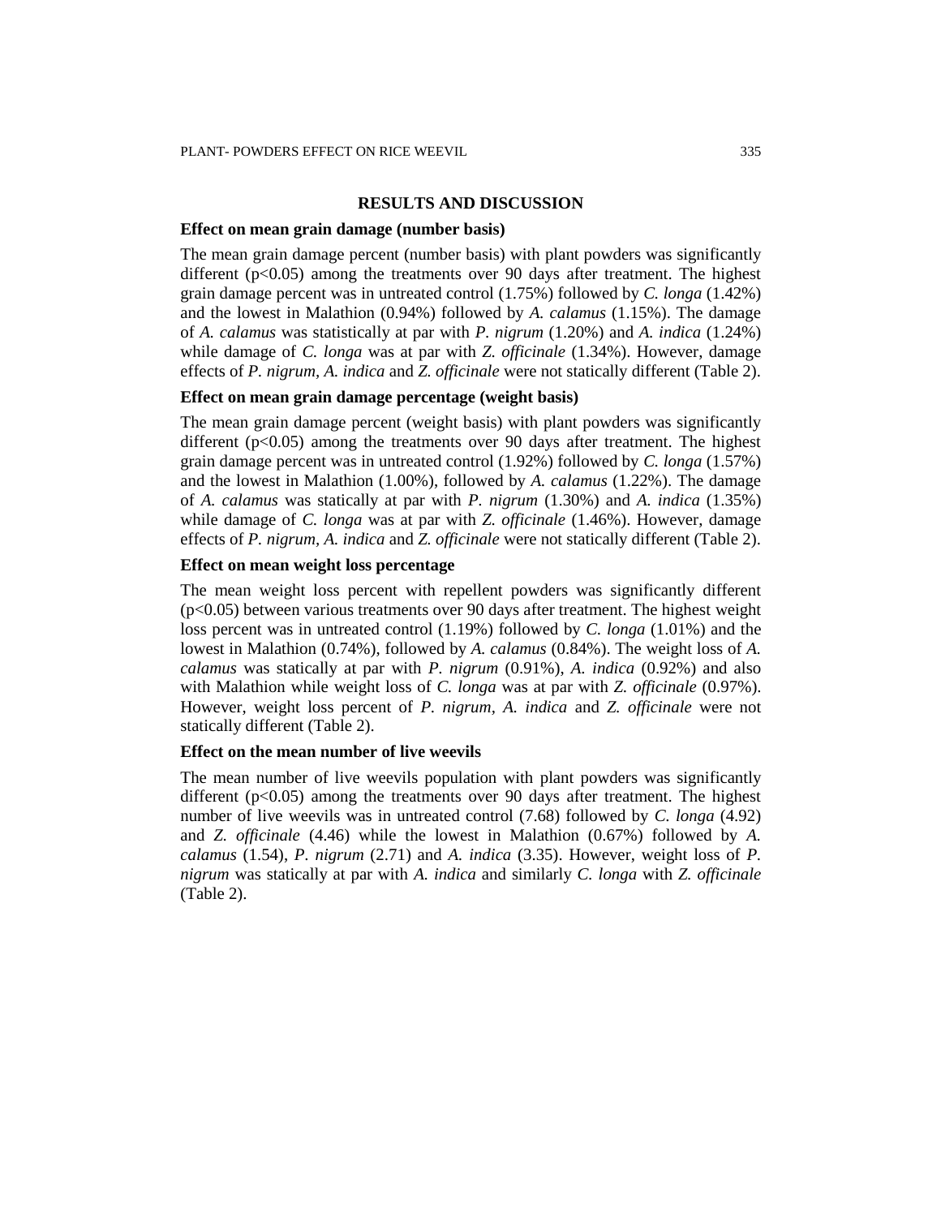## RESULTS AND DISCUSSION

### Effect on mean grain damage (number basis)

The mean grain damage percent (number basis) with plant powders was significantly different ($p<0.05$) among the treatments over 90 days after treatment. The highest grain damage percent was in untreated control (1.75%) followed by *C. longa* (1.42%) and the lowest in Malathion (0.94%) followed by *A. calamus* (1.15%). The damage of *A. calamus* was statistically at par with *P. nigrum* (1.20%) and *A. indica* (1.24%) while damage of *C. longa* was at par with *Z. officinale* (1.34%). However, damage effects of *P. nigrum*, *A. indica* and *Z. officinale* were not statically different (Table 2).

### Effect on mean grain damage percentage (weight basis)

The mean grain damage percent (weight basis) with plant powders was significantly different ($p<0.05$) among the treatments over 90 days after treatment. The highest grain damage percent was in untreated control (1.92%) followed by *C. longa* (1.57%) and the lowest in Malathion (1.00%), followed by *A. calamus* (1.22%). The damage of *A. calamus* was statically at par with *P. nigrum* (1.30%) and *A. indica* (1.35%) while damage of *C. longa* was at par with *Z. officinale* (1.46%). However, damage effects of *P. nigrum*, *A. indica* and *Z. officinale* were not statically different (Table 2).

### Effect on mean weight loss percentage

The mean weight loss percent with repellent powders was significantly different ($p<0.05$) between various treatments over 90 days after treatment. The highest weight loss percent was in untreated control (1.19%) followed by *C. longa* (1.01%) and the lowest in Malathion (0.74%), followed by *A. calamus* (0.84%). The weight loss of *A. calamus* was statically at par with *P. nigrum* (0.91%), *A. indica* (0.92%) and also with Malathion while weight loss of *C. longa* was at par with *Z. officinale* (0.97%). However, weight loss percent of *P. nigrum*, *A. indica* and *Z. officinale* were not statically different (Table 2).

### Effect on the mean number of live weevils

The mean number of live weevils population with plant powders was significantly different ($p<0.05$) among the treatments over 90 days after treatment. The highest number of live weevils was in untreated control (7.68) followed by *C. longa* (4.92) and *Z. officinale* (4.46) while the lowest in Malathion (0.67%) followed by *A. calamus* (1.54), *P. nigrum* (2.71) and *A. indica* (3.35). However, weight loss of *P. nigrum* was statically at par with *A. indica* and similarly *C. longa* with *Z. officinale* (Table 2).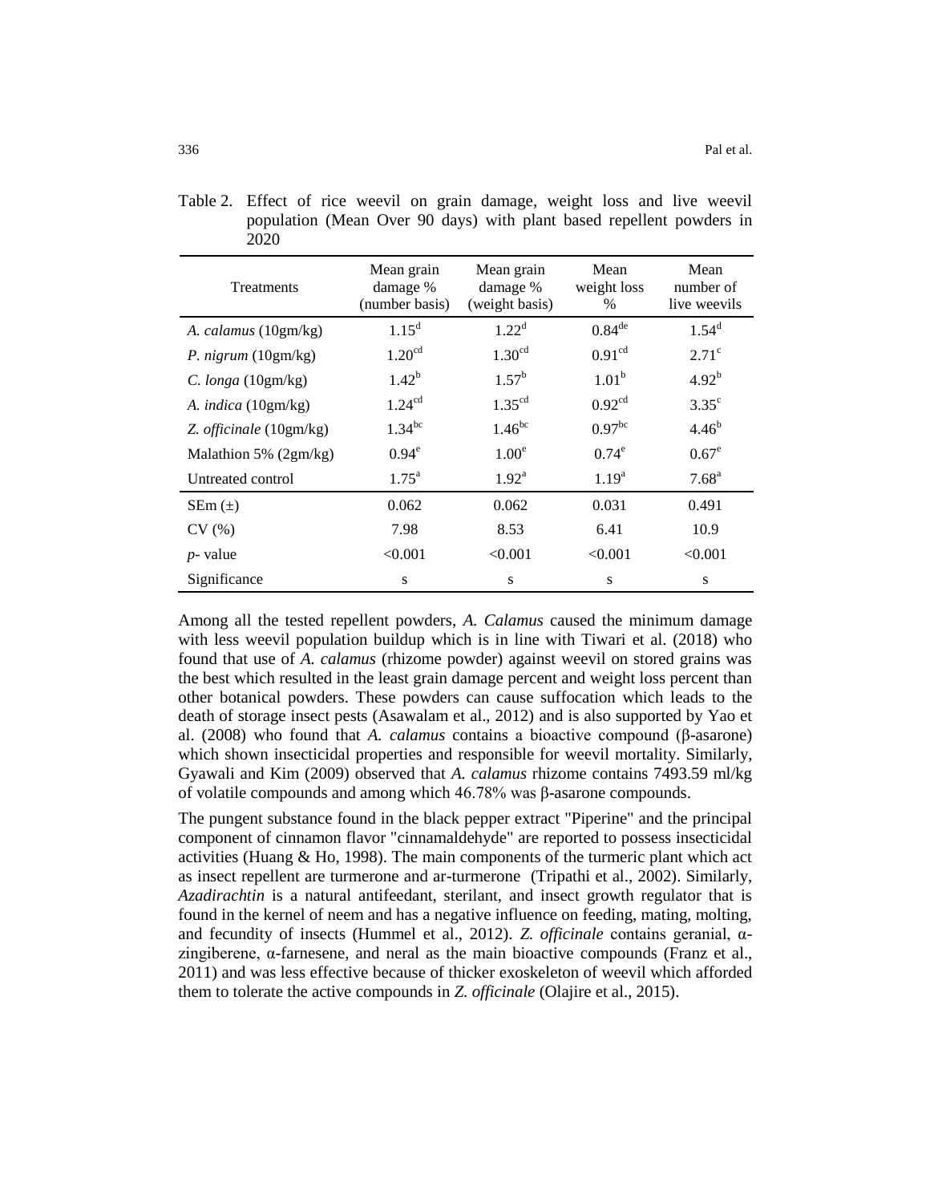Table 2. Effect of rice weevil on grain damage, weight loss and live weevil population (Mean Over 90 days) with plant based repellent powders in 2020

| Treatments | Mean grain damage % (number basis) | Mean grain damage % (weight basis) | Mean weight loss % | Mean number of live weevils |
|---|---|---|---|---|
| *A. calamus* (10gm/kg) | $1.15^{d}$ | $1.22^{d}$ | $0.84^{de}$ | $1.54^{d}$ |
| *P. nigrum* (10gm/kg) | $1.20^{cd}$ | $1.30^{cd}$ | $0.91^{cd}$ | $2.71^{c}$ |
| *C. longa* (10gm/kg) | $1.42^{b}$ | $1.57^{b}$ | $1.01^{b}$ | $4.92^{b}$ |
| *A. indica* (10gm/kg) | $1.24^{cd}$ | $1.35^{cd}$ | $0.92^{cd}$ | $3.35^{c}$ |
| *Z. officinale* (10gm/kg) | $1.34^{bc}$ | $1.46^{bc}$ | $0.97^{bc}$ | $4.46^{b}$ |
| Malathion 5% (2gm/kg) | $0.94^{e}$ | $1.00^{e}$ | $0.74^{e}$ | $0.67^{e}$ |
| Untreated control | $1.75^{a}$ | $1.92^{a}$ | $1.19^{a}$ | $7.68^{a}$ |
| SEm (±) | 0.062 | 0.062 | 0.031 | 0.491 |
| CV (%) | 7.98 | 8.53 | 6.41 | 10.9 |
| *p*- value | <0.001 | <0.001 | <0.001 | <0.001 |
| Significance | s | s | s | s |

Among all the tested repellent powders, *A. Calamus* caused the minimum damage with less weevil population buildup which is in line with Tiwari et al. (2018) who found that use of *A. calamus* (rhizome powder) against weevil on stored grains was the best which resulted in the least grain damage percent and weight loss percent than other botanical powders. These powders can cause suffocation which leads to the death of storage insect pests (Asawalam et al., 2012) and is also supported by Yao et al. (2008) who found that *A. calamus* contains a bioactive compound (β-asarone) which shown insecticidal properties and responsible for weevil mortality. Similarly, Gyawali and Kim (2009) observed that *A. calamus* rhizome contains 7493.59 ml/kg of volatile compounds and among which 46.78% was β-asarone compounds.

The pungent substance found in the black pepper extract "Piperine" and the principal component of cinnamon flavor "cinnamaldehyde" are reported to possess insecticidal activities (Huang & Ho, 1998). The main components of the turmeric plant which act as insect repellent are turmerone and ar-turmerone (Tripathi et al., 2002). Similarly, *Azadirachtin* is a natural antifeedant, sterilant, and insect growth regulator that is found in the kernel of neem and has a negative influence on feeding, mating, molting, and fecundity of insects (Hummel et al., 2012). *Z. officinale* contains geranial, α-zingiberene, α-farnesene, and neral as the main bioactive compounds (Franz et al., 2011) and was less effective because of thicker exoskeleton of weevil which afforded them to tolerate the active compounds in *Z. officinale* (Olajire et al., 2015).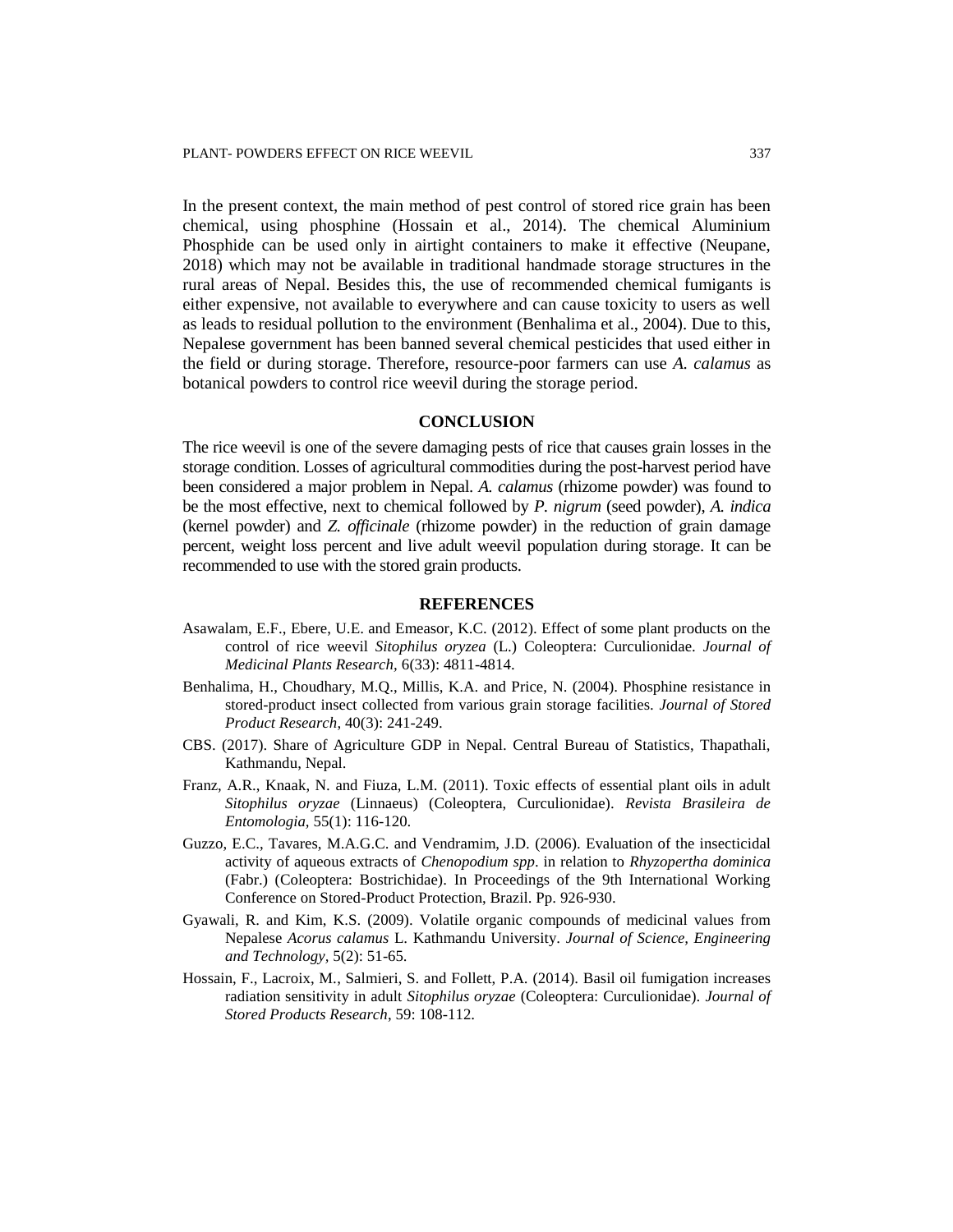In the present context, the main method of pest control of stored rice grain has been chemical, using phosphine (Hossain et al., 2014). The chemical Aluminium Phosphide can be used only in airtight containers to make it effective (Neupane, 2018) which may not be available in traditional handmade storage structures in the rural areas of Nepal. Besides this, the use of recommended chemical fumigants is either expensive, not available to everywhere and can cause toxicity to users as well as leads to residual pollution to the environment (Benhalima et al., 2004). Due to this, Nepalese government has been banned several chemical pesticides that used either in the field or during storage. Therefore, resource-poor farmers can use *A. calamus* as botanical powders to control rice weevil during the storage period.

## CONCLUSION

The rice weevil is one of the severe damaging pests of rice that causes grain losses in the storage condition. Losses of agricultural commodities during the post-harvest period have been considered a major problem in Nepal. *A. calamus* (rhizome powder) was found to be the most effective, next to chemical followed by *P. nigrum* (seed powder), *A. indica* (kernel powder) and *Z. officinale* (rhizome powder) in the reduction of grain damage percent, weight loss percent and live adult weevil population during storage. It can be recommended to use with the stored grain products.

## REFERENCES

Asawalam, E.F., Ebere, U.E. and Emeasor, K.C. (2012). Effect of some plant products on the control of rice weevil *Sitophilus oryzea* (L.) Coleoptera: Curculionidae. *Journal of Medicinal Plants Research*, 6(33): 4811-4814.

Benhalima, H., Choudhary, M.Q., Millis, K.A. and Price, N. (2004). Phosphine resistance in stored-product insect collected from various grain storage facilities. *Journal of Stored Product Research*, 40(3): 241-249.

CBS. (2017). Share of Agriculture GDP in Nepal. Central Bureau of Statistics, Thapathali, Kathmandu, Nepal.

Franz, A.R., Knaak, N. and Fiuza, L.M. (2011). Toxic effects of essential plant oils in adult *Sitophilus oryzae* (Linnaeus) (Coleoptera, Curculionidae). *Revista Brasileira de Entomologia*, 55(1): 116-120.

Guzzo, E.C., Tavares, M.A.G.C. and Vendramim, J.D. (2006). Evaluation of the insecticidal activity of aqueous extracts of *Chenopodium spp*. in relation to *Rhyzopertha dominica* (Fabr.) (Coleoptera: Bostrichidae). In Proceedings of the 9th International Working Conference on Stored-Product Protection, Brazil. Pp. 926-930.

Gyawali, R. and Kim, K.S. (2009). Volatile organic compounds of medicinal values from Nepalese *Acorus calamus* L. Kathmandu University. *Journal of Science, Engineering and Technology*, 5(2): 51-65.

Hossain, F., Lacroix, M., Salmieri, S. and Follett, P.A. (2014). Basil oil fumigation increases radiation sensitivity in adult *Sitophilus oryzae* (Coleoptera: Curculionidae). *Journal of Stored Products Research*, 59: 108-112.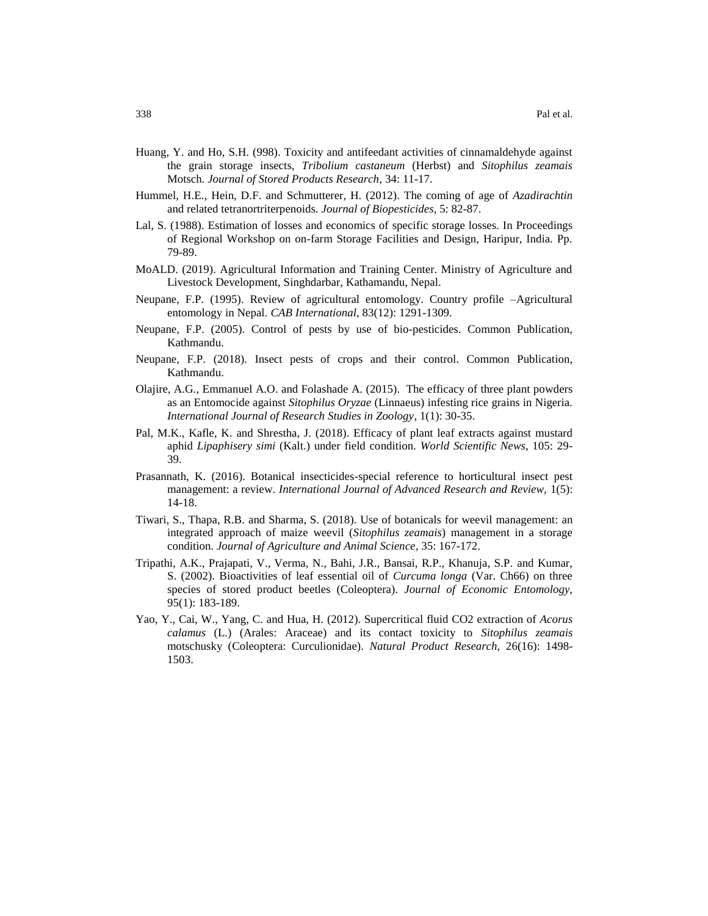Huang, Y. and Ho, S.H. (998). Toxicity and antifeedant activities of cinnamaldehyde against the grain storage insects, *Tribolium castaneum* (Herbst) and *Sitophilus zeamais* Motsch. *Journal of Stored Products Research*, 34: 11-17.

Hummel, H.E., Hein, D.F. and Schmutterer, H. (2012). The coming of age of *Azadirachtin* and related tetranortriterpenoids. *Journal of Biopesticides*, 5: 82-87.

Lal, S. (1988). Estimation of losses and economics of specific storage losses. In Proceedings of Regional Workshop on on-farm Storage Facilities and Design, Haripur, India. Pp. 79-89.

MoALD. (2019). Agricultural Information and Training Center. Ministry of Agriculture and Livestock Development, Singhdarbar, Kathamandu, Nepal.

Neupane, F.P. (1995). Review of agricultural entomology. Country profile –Agricultural entomology in Nepal. *CAB International*, 83(12): 1291-1309.

Neupane, F.P. (2005). Control of pests by use of bio-pesticides. Common Publication, Kathmandu.

Neupane, F.P. (2018). Insect pests of crops and their control. Common Publication, Kathmandu.

Olajire, A.G., Emmanuel A.O. and Folashade A. (2015). The efficacy of three plant powders as an Entomocide against *Sitophilus Oryzae* (Linnaeus) infesting rice grains in Nigeria. *International Journal of Research Studies in Zoology*, 1(1): 30-35.

Pal, M.K., Kafle, K. and Shrestha, J. (2018). Efficacy of plant leaf extracts against mustard aphid *Lipaphisery simi* (Kalt.) under field condition. *World Scientific News*, 105: 29-39.

Prasannath, K. (2016). Botanical insecticides-special reference to horticultural insect pest management: a review. *International Journal of Advanced Research and Review*, 1(5): 14-18.

Tiwari, S., Thapa, R.B. and Sharma, S. (2018). Use of botanicals for weevil management: an integrated approach of maize weevil (*Sitophilus zeamais*) management in a storage condition. *Journal of Agriculture and Animal Science*, 35: 167-172.

Tripathi, A.K., Prajapati, V., Verma, N., Bahi, J.R., Bansai, R.P., Khanuja, S.P. and Kumar, S. (2002). Bioactivities of leaf essential oil of *Curcuma longa* (Var. Ch66) on three species of stored product beetles (Coleoptera). *Journal of Economic Entomology*, 95(1): 183-189.

Yao, Y., Cai, W., Yang, C. and Hua, H. (2012). Supercritical fluid CO2 extraction of *Acorus calamus* (L.) (Arales: Araceae) and its contact toxicity to *Sitophilus zeamais* motschusky (Coleoptera: Curculionidae). *Natural Product Research,* 26(16): 1498-1503.